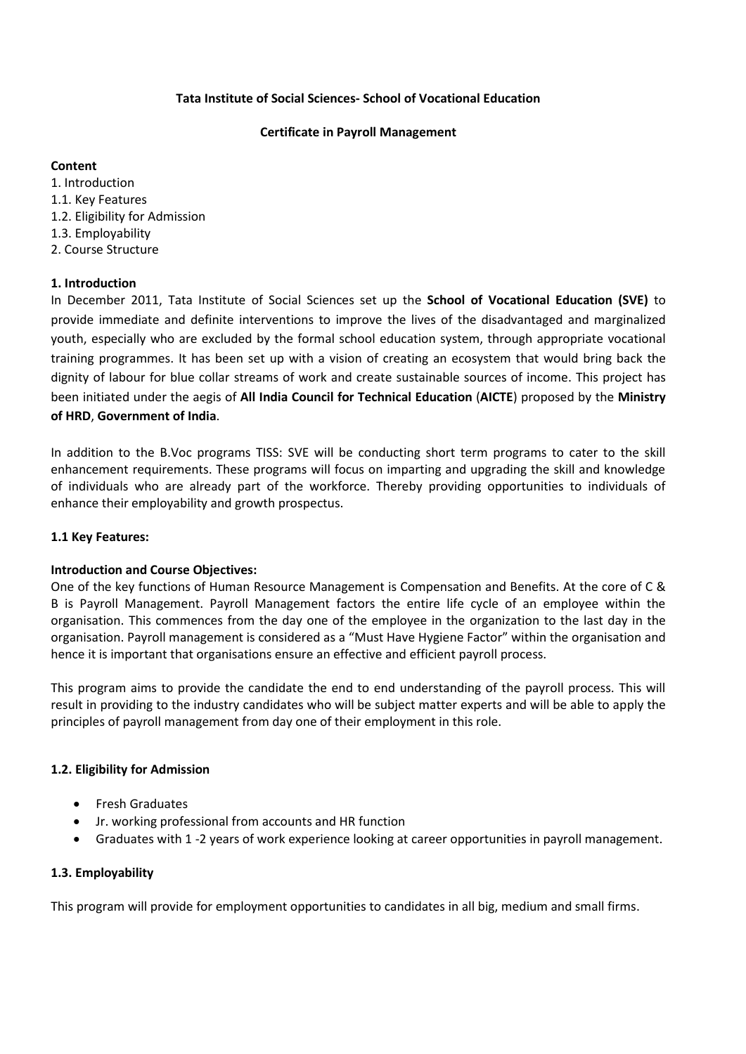**Tata Institute of Social Sciences- School of Vocational Education**

**Certificate in Payroll Management**

**Content**

1. Introduction
1.1. Key Features
1.2. Eligibility for Admission
1.3. Employability
2. Course Structure

## 1. Introduction

In December 2011, Tata Institute of Social Sciences set up the **School of Vocational Education (SVE)** to provide immediate and definite interventions to improve the lives of the disadvantaged and marginalized youth, especially who are excluded by the formal school education system, through appropriate vocational training programmes. It has been set up with a vision of creating an ecosystem that would bring back the dignity of labour for blue collar streams of work and create sustainable sources of income. This project has been initiated under the aegis of **All India Council for Technical Education** (**AICTE**) proposed by the **Ministry of HRD**, **Government of India**.

In addition to the B.Voc programs TISS: SVE will be conducting short term programs to cater to the skill enhancement requirements. These programs will focus on imparting and upgrading the skill and knowledge of individuals who are already part of the workforce. Thereby providing opportunities to individuals of enhance their employability and growth prospectus.

### 1.1 Key Features:

**Introduction and Course Objectives:**

One of the key functions of Human Resource Management is Compensation and Benefits. At the core of C & B is Payroll Management. Payroll Management factors the entire life cycle of an employee within the organisation. This commences from the day one of the employee in the organization to the last day in the organisation. Payroll management is considered as a "Must Have Hygiene Factor" within the organisation and hence it is important that organisations ensure an effective and efficient payroll process.

This program aims to provide the candidate the end to end understanding of the payroll process. This will result in providing to the industry candidates who will be subject matter experts and will be able to apply the principles of payroll management from day one of their employment in this role.

### 1.2. Eligibility for Admission

- Fresh Graduates
- Jr. working professional from accounts and HR function
- Graduates with 1 -2 years of work experience looking at career opportunities in payroll management.

### 1.3. Employability

This program will provide for employment opportunities to candidates in all big, medium and small firms.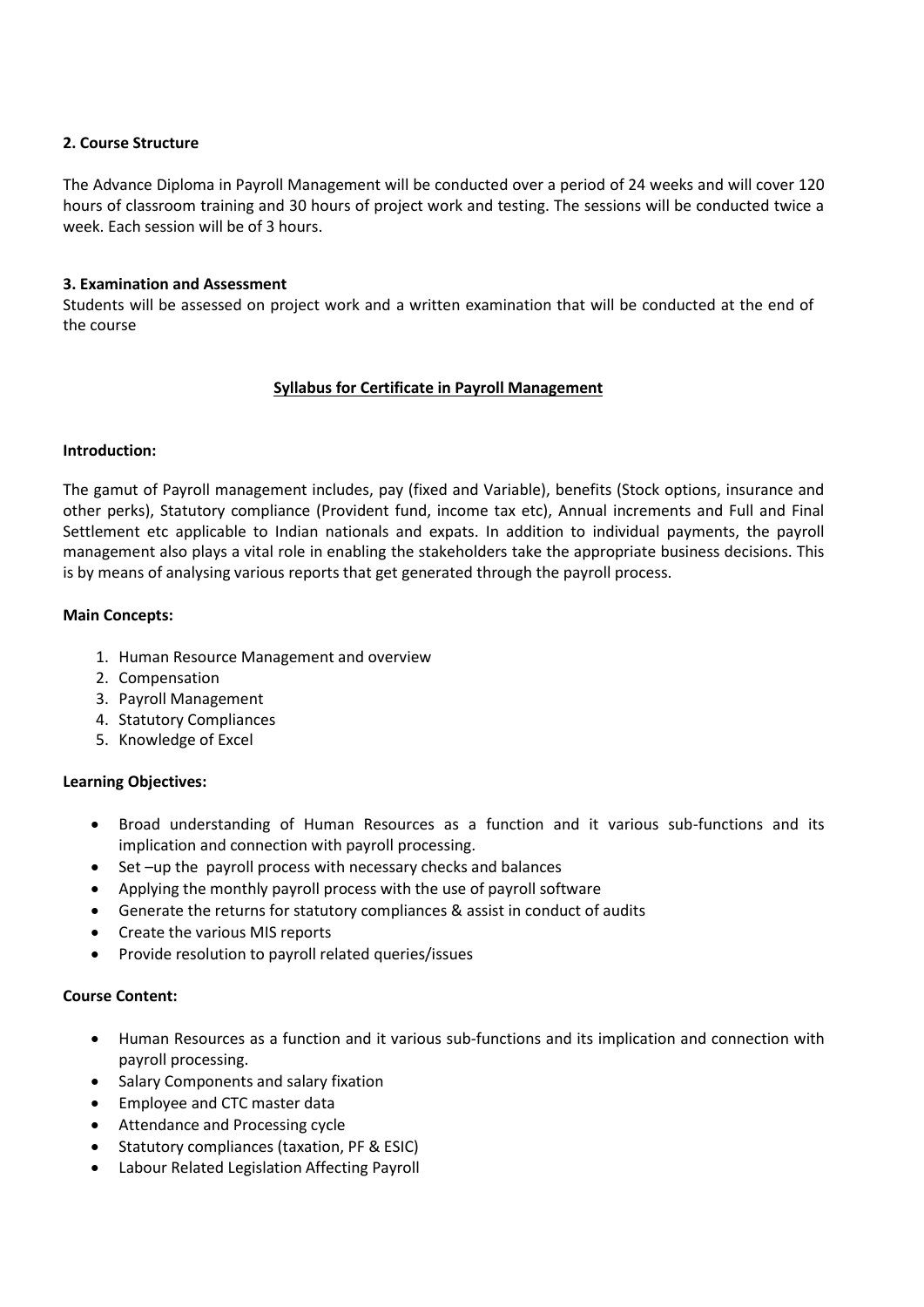**2. Course Structure**

The Advance Diploma in Payroll Management will be conducted over a period of 24 weeks and will cover 120 hours of classroom training and 30 hours of project work and testing. The sessions will be conducted twice a week. Each session will be of 3 hours.

**3. Examination and Assessment**

Students will be assessed on project work and a written examination that will be conducted at the end of the course

<u>**Syllabus for Certificate in Payroll Management**</u>

**Introduction:**

The gamut of Payroll management includes, pay (fixed and Variable), benefits (Stock options, insurance and other perks), Statutory compliance (Provident fund, income tax etc), Annual increments and Full and Final Settlement etc applicable to Indian nationals and expats. In addition to individual payments, the payroll management also plays a vital role in enabling the stakeholders take the appropriate business decisions. This is by means of analysing various reports that get generated through the payroll process.

**Main Concepts:**

1. Human Resource Management and overview
2. Compensation
3. Payroll Management
4. Statutory Compliances
5. Knowledge of Excel

**Learning Objectives:**

- Broad understanding of Human Resources as a function and it various sub-functions and its implication and connection with payroll processing.
- Set –up the payroll process with necessary checks and balances
- Applying the monthly payroll process with the use of payroll software
- Generate the returns for statutory compliances & assist in conduct of audits
- Create the various MIS reports
- Provide resolution to payroll related queries/issues

**Course Content:**

- Human Resources as a function and it various sub-functions and its implication and connection with payroll processing.
- Salary Components and salary fixation
- Employee and CTC master data
- Attendance and Processing cycle
- Statutory compliances (taxation, PF & ESIC)
- Labour Related Legislation Affecting Payroll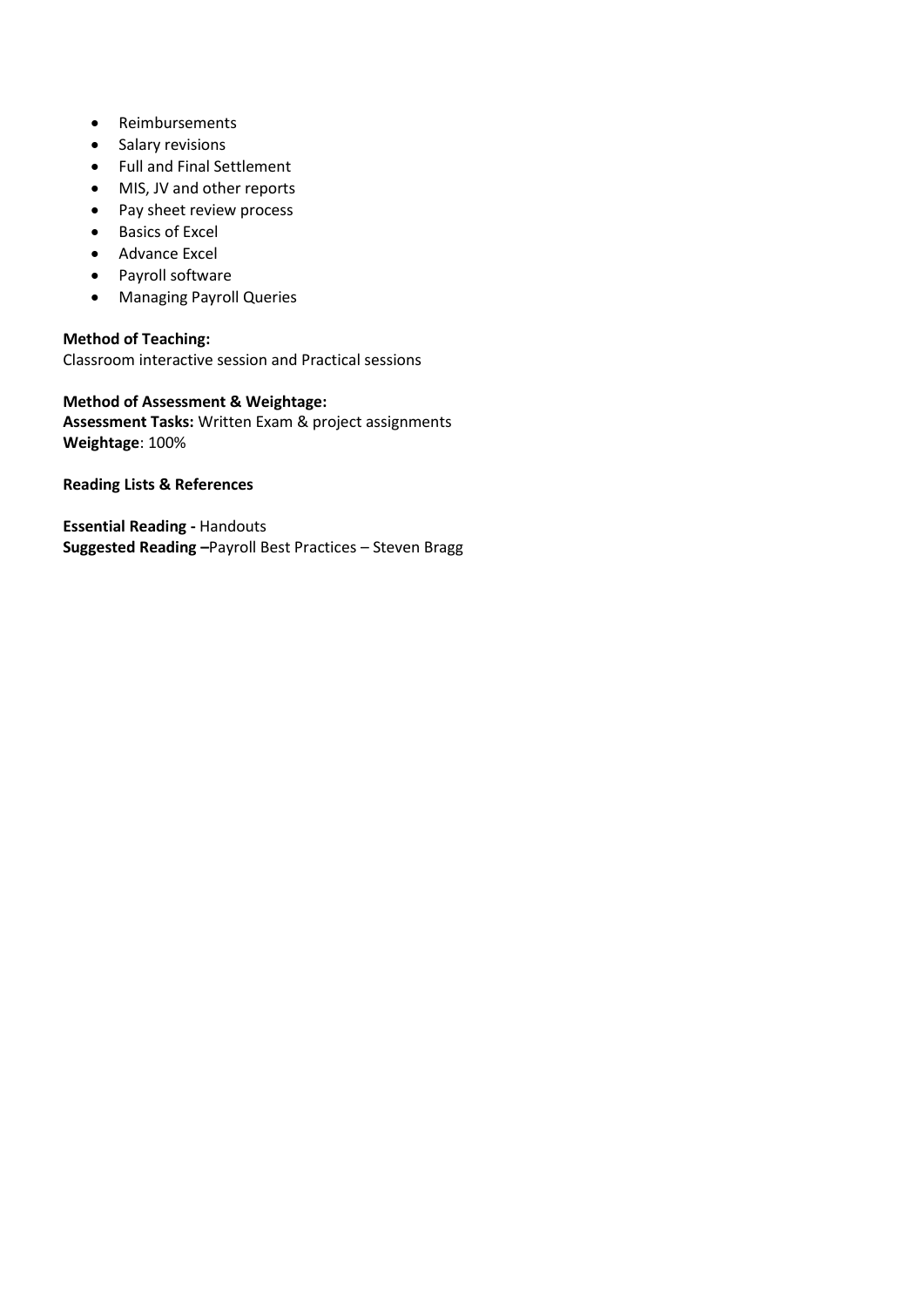- Reimbursements
- Salary revisions
- Full and Final Settlement
- MIS, JV and other reports
- Pay sheet review process
- Basics of Excel
- Advance Excel
- Payroll software
- Managing Payroll Queries

**Method of Teaching:**
Classroom interactive session and Practical sessions

**Method of Assessment & Weightage:**
**Assessment Tasks:** Written Exam & project assignments
**Weightage**: 100%

**Reading Lists & References**

**Essential Reading -** Handouts
**Suggested Reading –**Payroll Best Practices – Steven Bragg